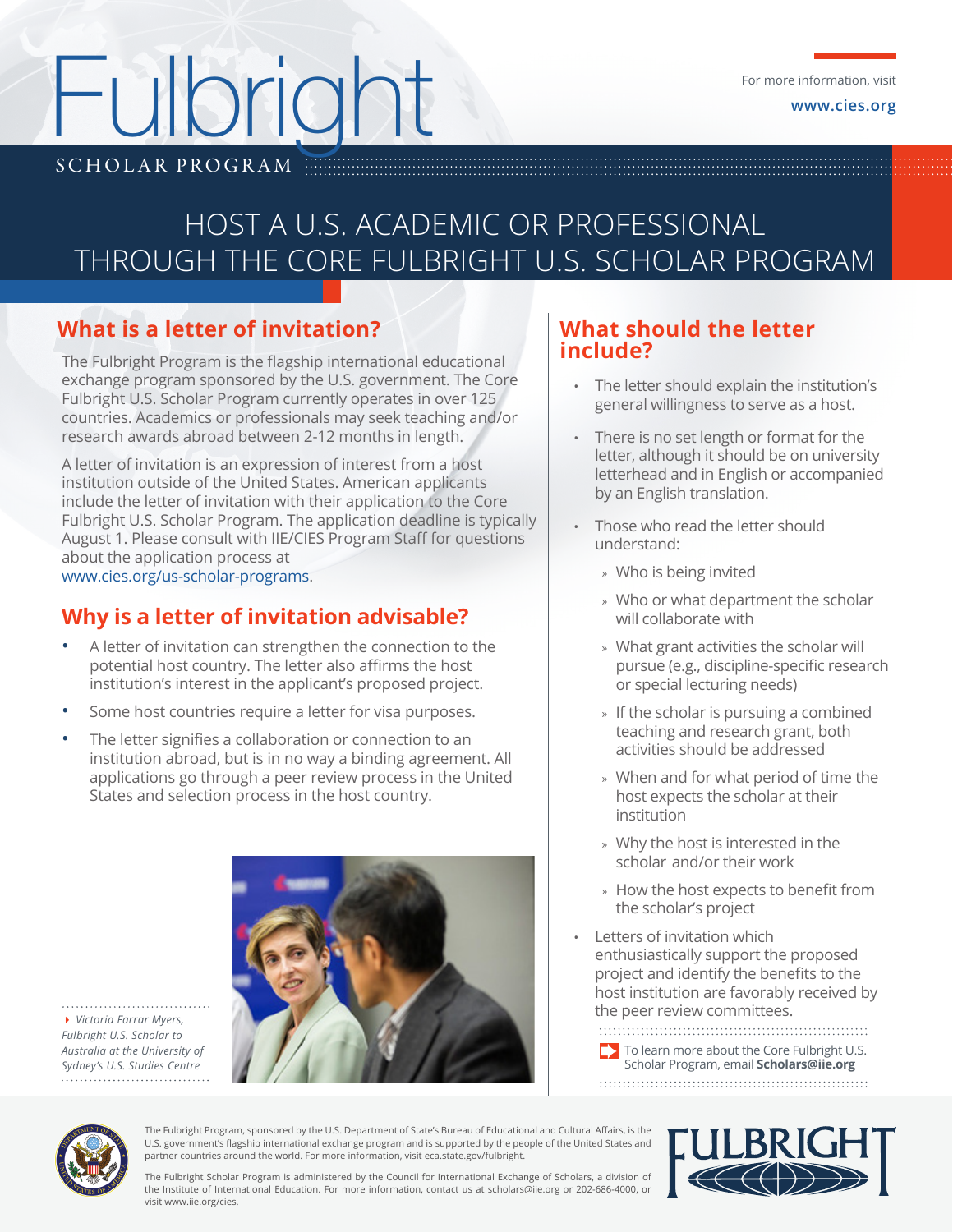# Fulbright

SCHOLAR PROGRAM

For more information, visit

www.cies.org

## HOST A U.S. ACADEMIC OR PROFESSIONAL THROUGH THE CORE FULBRIGHT U.S. SCHOLAR PROGRAM

### What is a letter of invitation?

The Fulbright Program is the flagship international educational exchange program sponsored by the U.S. government. The Core Fulbright U.S. Scholar Program currently operates in over 125 countries. Academics or professionals may seek teaching and/or research awards abroad between 2-12 months in length.

A letter of invitation is an expression of interest from a host institution outside of the United States. American applicants include the letter of invitation with their application to the Core Fulbright U.S. Scholar Program. The application deadline is typically August 1. Please consult with IIE/CIES Program Staff for questions about the application process at www.cies.org/us-scholar-programs.

### Why is a letter of invitation advisable?

- A letter of invitation can strengthen the connection to the potential host country. The letter also affirms the host institution's interest in the applicant's proposed project.
- Some host countries require a letter for visa purposes.
- The letter signifies a collaboration or connection to an institution abroad, but is in no way a binding agreement. All applications go through a peer review process in the United States and selection process in the host country.

*Victoria Farrar Myers, Fulbright U.S. Scholar to Australia at the University of Sydney's U.S. Studies Centre*

### What should the letter include?

- The letter should explain the institution's general willingness to serve as a host.
- There is no set length or format for the letter, although it should be on university letterhead and in English or accompanied by an English translation.
- Those who read the letter should understand:
  - Who is being invited
  - Who or what department the scholar will collaborate with
  - What grant activities the scholar will pursue (e.g., discipline-specific research or special lecturing needs)
  - If the scholar is pursuing a combined teaching and research grant, both activities should be addressed
  - When and for what period of time the host expects the scholar at their institution
  - Why the host is interested in the scholar and/or their work
  - How the host expects to benefit from the scholar's project
- Letters of invitation which enthusiastically support the proposed project and identify the benefits to the host institution are favorably received by the peer review committees.

To learn more about the Core Fulbright U.S. Scholar Program, email **Scholars@iie.org**

The Fulbright Program, sponsored by the U.S. Department of State's Bureau of Educational and Cultural Affairs, is the U.S. government's flagship international exchange program and is supported by the people of the United States and partner countries around the world. For more information, visit eca.state.gov/fulbright.

The Fulbright Scholar Program is administered by the Council for International Exchange of Scholars, a division of the Institute of International Education. For more information, contact us at scholars@iie.org or 202-686-4000, or visit www.iie.org/cies.

FULBRIGHT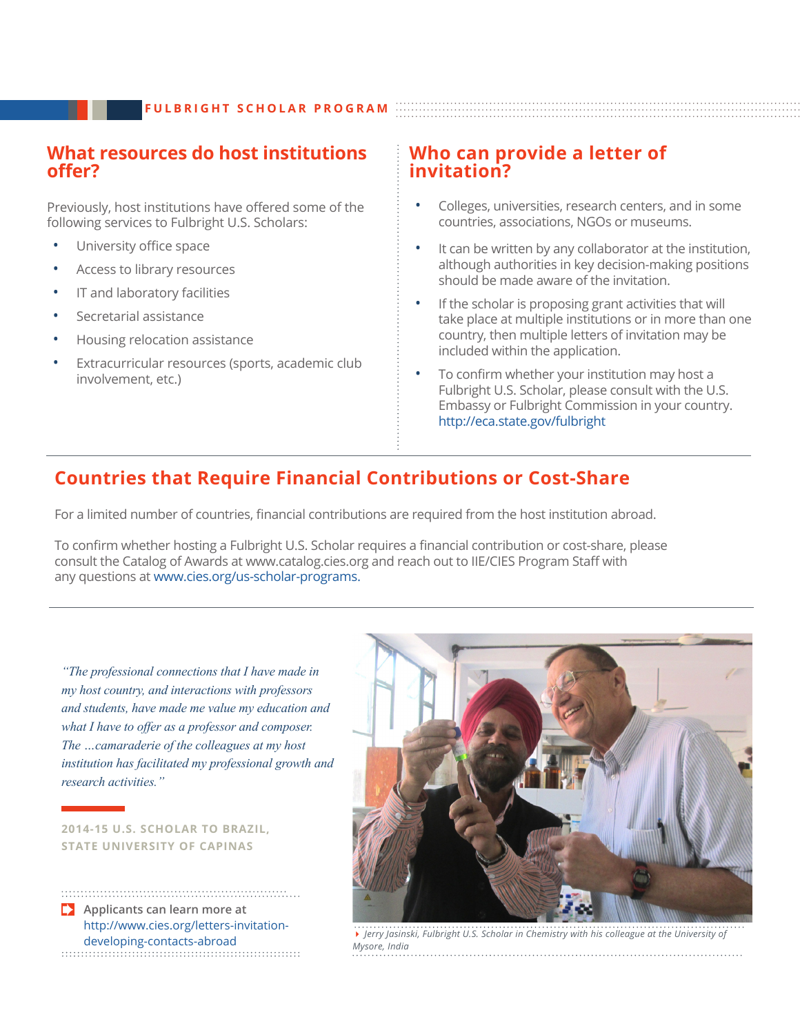## What resources do host institutions offer?

Previously, host institutions have offered some of the following services to Fulbright U.S. Scholars:

- University office space
- Access to library resources
- IT and laboratory facilities
- Secretarial assistance
- Housing relocation assistance
- Extracurricular resources (sports, academic club involvement, etc.)

## Who can provide a letter of invitation?

- Colleges, universities, research centers, and in some countries, associations, NGOs or museums.
- It can be written by any collaborator at the institution, although authorities in key decision-making positions should be made aware of the invitation.
- If the scholar is proposing grant activities that will take place at multiple institutions or in more than one country, then multiple letters of invitation may be included within the application.
- To confirm whether your institution may host a Fulbright U.S. Scholar, please consult with the U.S. Embassy or Fulbright Commission in your country. http://eca.state.gov/fulbright

## Countries that Require Financial Contributions or Cost-Share

For a limited number of countries, financial contributions are required from the host institution abroad.

To confirm whether hosting a Fulbright U.S. Scholar requires a financial contribution or cost-share, please consult the Catalog of Awards at www.catalog.cies.org and reach out to IIE/CIES Program Staff with any questions at www.cies.org/us-scholar-programs.

*"The professional connections that I have made in my host country, and interactions with professors and students, have made me value my education and what I have to offer as a professor and composer. The ...camaraderie of the colleagues at my host institution has facilitated my professional growth and research activities."*

2014-15 U.S. SCHOLAR TO BRAZIL, STATE UNIVERSITY OF CAPINAS

Applicants can learn more at http://www.cies.org/letters-invitation-developing-contacts-abroad

*Jerry Jasinski, Fulbright U.S. Scholar in Chemistry with his colleague at the University of Mysore, India*